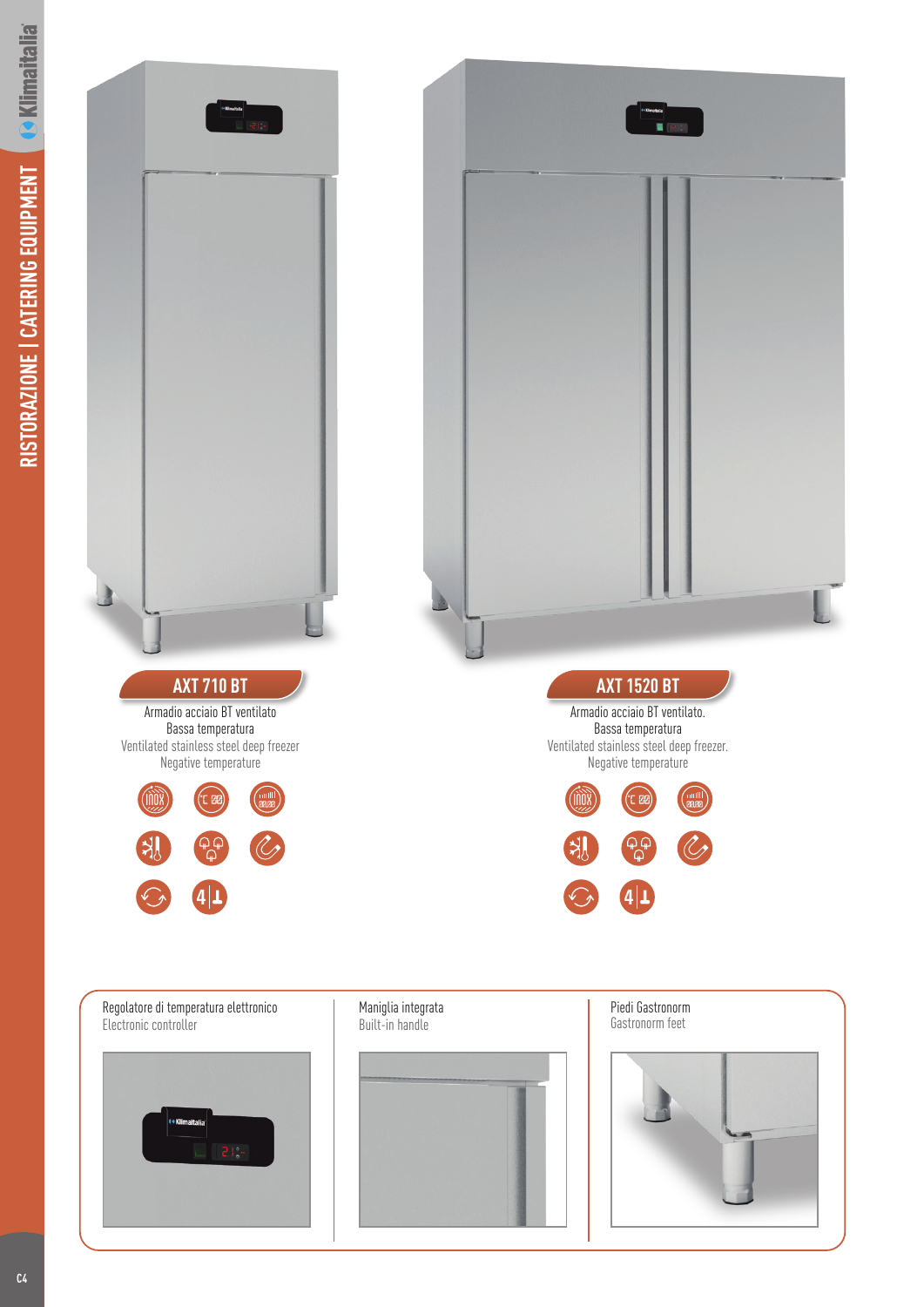## AXT 710 BT

Armadio acciaio BT ventilato
Bassa temperatura
Ventilated stainless steel deep freezer
Negative temperature

## AXT 1520 BT

Armadio acciaio BT ventilato.
Bassa temperatura
Ventilated stainless steel deep freezer.
Negative temperature

Regolatore di temperatura elettronico
Electronic controller

Maniglia integrata
Built-in handle

Piedi Gastronorm
Gastronorm feet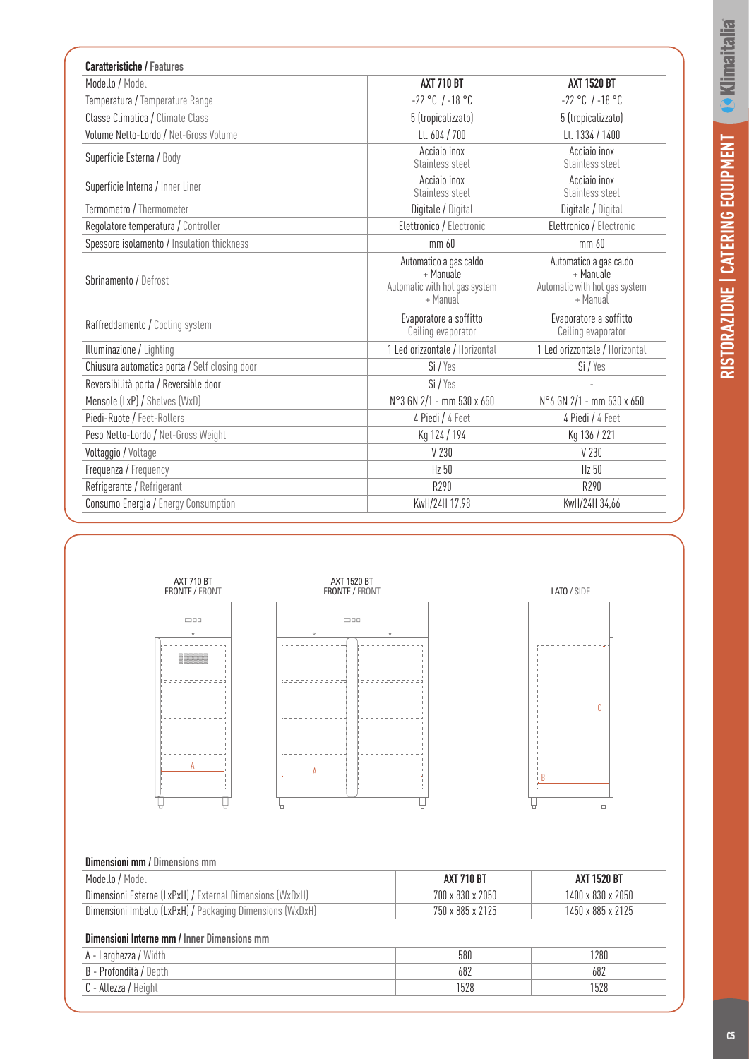**Caratteristiche / Features**

| Modello / Model | AXT 710 BT | AXT 1520 BT |
|---|---|---|
| Temperatura / Temperature Range | -22 °C / -18 °C | -22 °C / -18 °C |
| Classe Climatica / Climate Class | 5 (tropicalizzato) | 5 (tropicalizzato) |
| Volume Netto-Lordo / Net-Gross Volume | Lt. 604 / 700 | Lt. 1334 / 1400 |
| Superficie Esterna / Body | Acciaio inox Stainless steel | Acciaio inox Stainless steel |
| Superficie Interna / Inner Liner | Acciaio inox Stainless steel | Acciaio inox Stainless steel |
| Termometro / Thermometer | Digitale / Digital | Digitale / Digital |
| Regolatore temperatura / Controller | Elettronico / Electronic | Elettronico / Electronic |
| Spessore isolamento / Insulation thickness | mm 60 | mm 60 |
| Sbrinamento / Defrost | Automatico a gas caldo + Manuale Automatic with hot gas system + Manual | Automatico a gas caldo + Manuale Automatic with hot gas system + Manual |
| Raffreddamento / Cooling system | Evaporatore a soffitto Ceiling evaporator | Evaporatore a soffitto Ceiling evaporator |
| Illuminazione / Lighting | 1 Led orizzontale / Horizontal | 1 Led orizzontale / Horizontal |
| Chiusura automatica porta / Self closing door | Si / Yes | Si / Yes |
| Reversibilità porta / Reversible door | Si / Yes | - |
| Mensole (LxP) / Shelves (WxD) | N°3 GN 2/1 - mm 530 x 650 | N°6 GN 2/1 - mm 530 x 650 |
| Piedi-Ruote / Feet-Rollers | 4 Piedi / 4 Feet | 4 Piedi / 4 Feet |
| Peso Netto-Lordo / Net-Gross Weight | Kg 124 / 194 | Kg 136 / 221 |
| Voltaggio / Voltage | V 230 | V 230 |
| Frequenza / Frequency | Hz 50 | Hz 50 |
| Refrigerante / Refrigerant | R290 | R290 |
| Consumo Energia / Energy Consumption | KwH/24H 17,98 | KwH/24H 34,66 |

AXT 710 BT
FRONTE / FRONT

AXT 1520 BT
FRONTE / FRONT

LATO / SIDE

A

A

B

C

**Dimensioni mm / Dimensions mm**

| Modello / Model | AXT 710 BT | AXT 1520 BT |
|---|---|---|
| Dimensioni Esterne (LxPxH) / External Dimensions (WxDxH) | 700 x 830 x 2050 | 1400 x 830 x 2050 |
| Dimensioni Imballo (LxPxH) / Packaging Dimensions (WxDxH) | 750 x 885 x 2125 | 1450 x 885 x 2125 |

**Dimensioni Interne mm / Inner Dimensions mm**

| | | |
|---|---|---|
| A - Larghezza / Width | 580 | 1280 |
| B - Profondità / Depth | 682 | 682 |
| C - Altezza / Height | 1528 | 1528 |